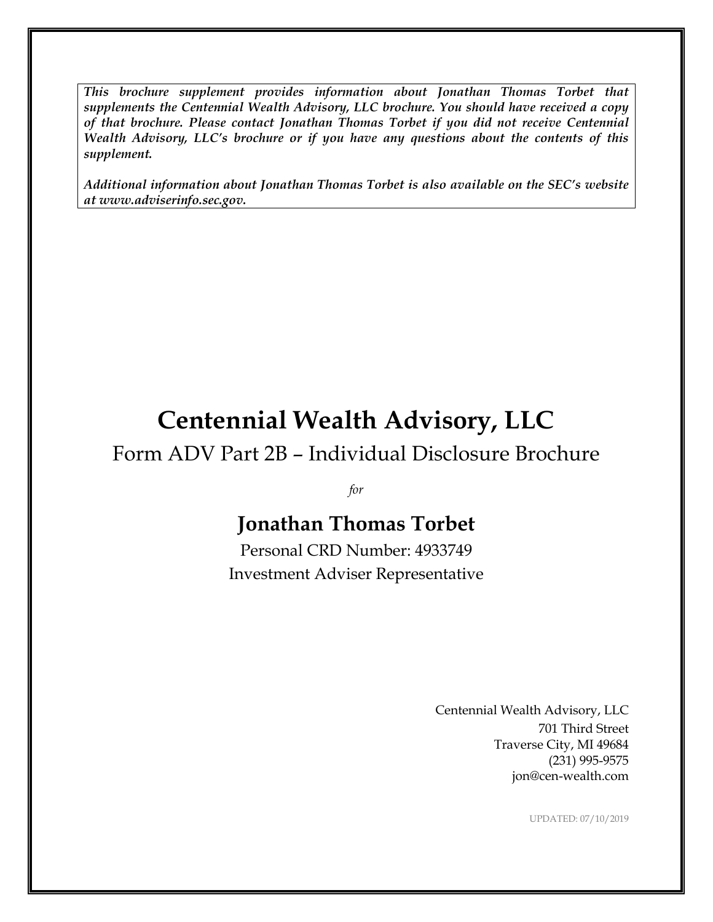***This brochure supplement provides information about Jonathan Thomas Torbet that supplements the Centennial Wealth Advisory, LLC brochure. You should have received a copy of that brochure. Please contact Jonathan Thomas Torbet if you did not receive Centennial Wealth Advisory, LLC's brochure or if you have any questions about the contents of this supplement.***

***Additional information about Jonathan Thomas Torbet is also available on the SEC's website at www.adviserinfo.sec.gov.***

# Centennial Wealth Advisory, LLC

## Form ADV Part 2B – Individual Disclosure Brochure

*for*

## Jonathan Thomas Torbet

Personal CRD Number: 4933749

Investment Adviser Representative

Centennial Wealth Advisory, LLC
701 Third Street
Traverse City, MI 49684
(231) 995-9575
jon@cen-wealth.com

UPDATED: 07/10/2019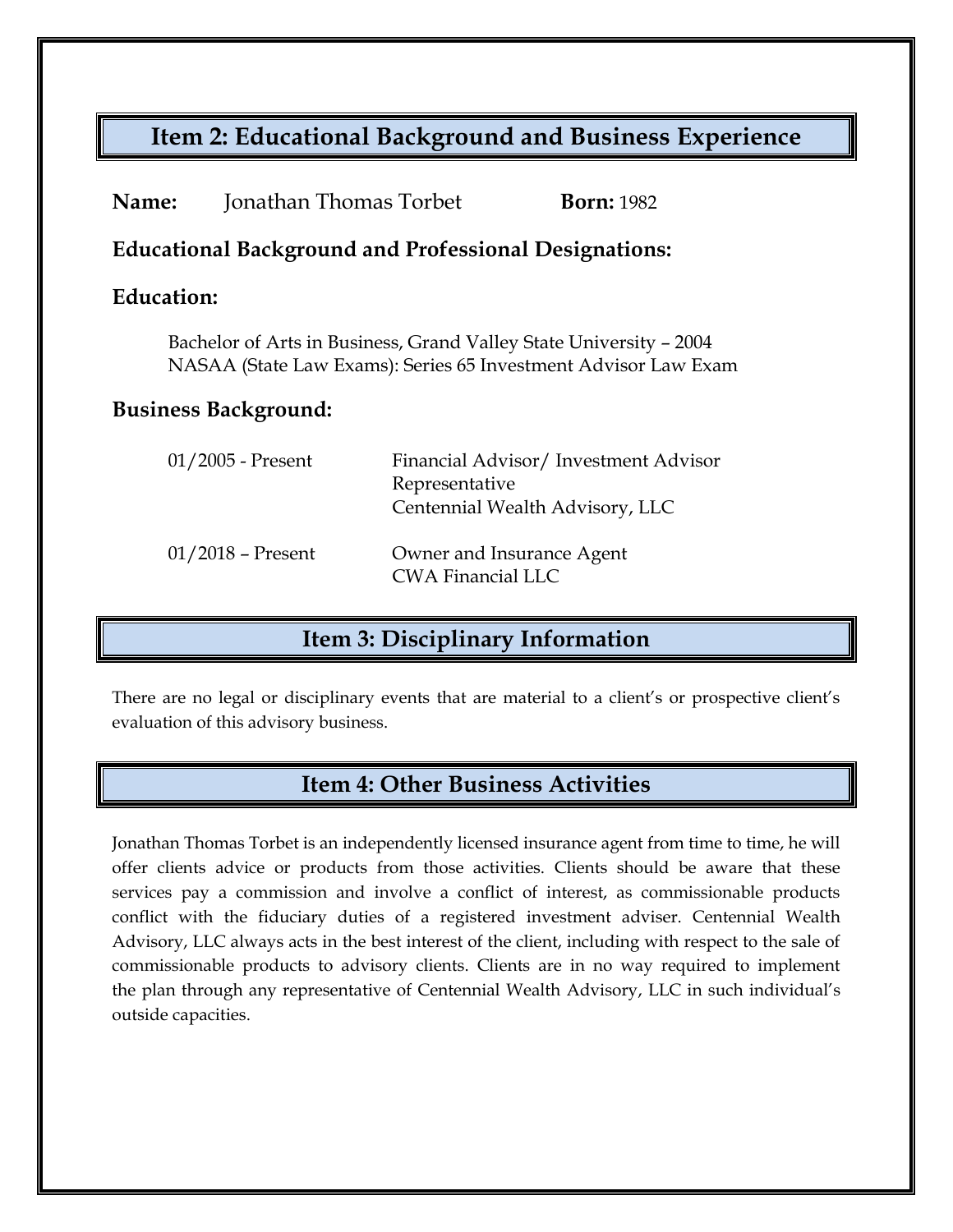## Item 2: Educational Background and Business Experience

**Name:** Jonathan Thomas Torbet **Born:** 1982

### Educational Background and Professional Designations:

### Education:

Bachelor of Arts in Business, Grand Valley State University – 2004
NASAA (State Law Exams): Series 65 Investment Advisor Law Exam

### Business Background:

| | |
|---|---|
| 01/2005 - Present | Financial Advisor/ Investment Advisor Representative<br>Centennial Wealth Advisory, LLC |
| 01/2018 – Present | Owner and Insurance Agent<br>CWA Financial LLC |

## Item 3: Disciplinary Information

There are no legal or disciplinary events that are material to a client's or prospective client's evaluation of this advisory business.

## Item 4: Other Business Activities

Jonathan Thomas Torbet is an independently licensed insurance agent from time to time, he will offer clients advice or products from those activities. Clients should be aware that these services pay a commission and involve a conflict of interest, as commissionable products conflict with the fiduciary duties of a registered investment adviser. Centennial Wealth Advisory, LLC always acts in the best interest of the client, including with respect to the sale of commissionable products to advisory clients. Clients are in no way required to implement the plan through any representative of Centennial Wealth Advisory, LLC in such individual's outside capacities.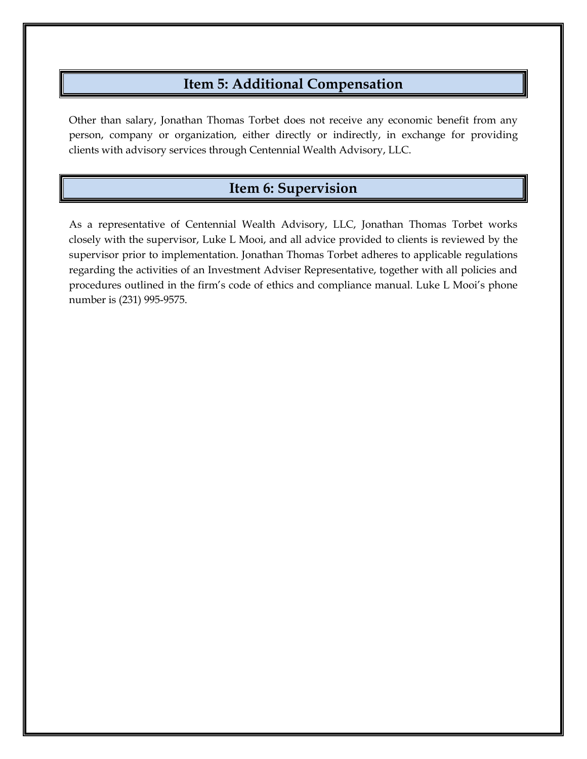## Item 5: Additional Compensation

Other than salary, Jonathan Thomas Torbet does not receive any economic benefit from any person, company or organization, either directly or indirectly, in exchange for providing clients with advisory services through Centennial Wealth Advisory, LLC.

## Item 6: Supervision

As a representative of Centennial Wealth Advisory, LLC, Jonathan Thomas Torbet works closely with the supervisor, Luke L Mooi, and all advice provided to clients is reviewed by the supervisor prior to implementation. Jonathan Thomas Torbet adheres to applicable regulations regarding the activities of an Investment Adviser Representative, together with all policies and procedures outlined in the firm's code of ethics and compliance manual. Luke L Mooi's phone number is (231) 995-9575.